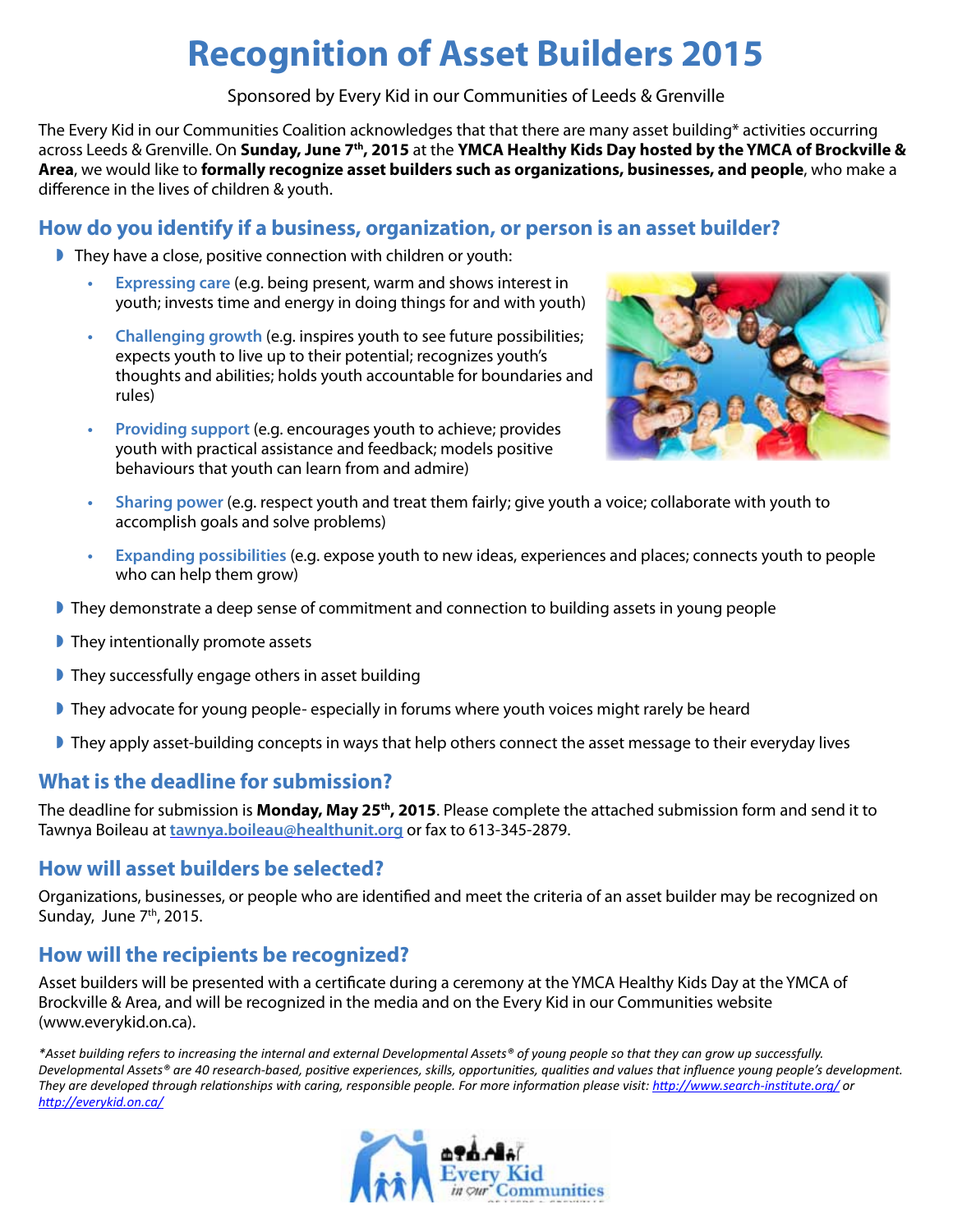# Recognition of Asset Builders 2015

Sponsored by Every Kid in our Communities of Leeds & Grenville

The Every Kid in our Communities Coalition acknowledges that that there are many asset building* activities occurring across Leeds & Grenville. On **Sunday, June 7th, 2015** at the **YMCA Healthy Kids Day hosted by the YMCA of Brockville & Area**, we would like to **formally recognize asset builders such as organizations, businesses, and people**, who make a difference in the lives of children & youth.

## How do you identify if a business, organization, or person is an asset builder?

- They have a close, positive connection with children or youth:
  - **Expressing care** (e.g. being present, warm and shows interest in youth; invests time and energy in doing things for and with youth)
  - **Challenging growth** (e.g. inspires youth to see future possibilities; expects youth to live up to their potential; recognizes youth's thoughts and abilities; holds youth accountable for boundaries and rules)
  - **Providing support** (e.g. encourages youth to achieve; provides youth with practical assistance and feedback; models positive behaviours that youth can learn from and admire)
  - **Sharing power** (e.g. respect youth and treat them fairly; give youth a voice; collaborate with youth to accomplish goals and solve problems)
  - **Expanding possibilities** (e.g. expose youth to new ideas, experiences and places; connects youth to people who can help them grow)
- They demonstrate a deep sense of commitment and connection to building assets in young people
- They intentionally promote assets
- They successfully engage others in asset building
- They advocate for young people- especially in forums where youth voices might rarely be heard
- They apply asset-building concepts in ways that help others connect the asset message to their everyday lives

## What is the deadline for submission?

The deadline for submission is **Monday, May 25th, 2015**. Please complete the attached submission form and send it to Tawnya Boileau at tawnya.boileau@healthunit.org or fax to 613-345-2879.

## How will asset builders be selected?

Organizations, businesses, or people who are identified and meet the criteria of an asset builder may be recognized on Sunday, June 7th, 2015.

## How will the recipients be recognized?

Asset builders will be presented with a certificate during a ceremony at the YMCA Healthy Kids Day at the YMCA of Brockville & Area, and will be recognized in the media and on the Every Kid in our Communities website (www.everykid.on.ca).

*\*Asset building refers to increasing the internal and external Developmental Assets® of young people so that they can grow up successfully. Developmental Assets® are 40 research-based, positive experiences, skills, opportunities, qualities and values that influence young people's development. They are developed through relationships with caring, responsible people. For more information please visit: http://www.search-institute.org/ or http://everykid.on.ca/*

Every Kid in our Communities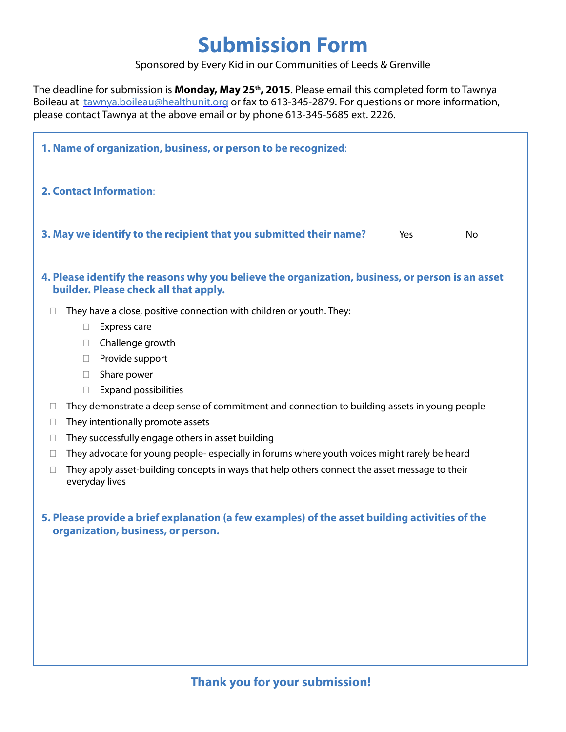# Submission Form

Sponsored by Every Kid in our Communities of Leeds & Grenville

The deadline for submission is **Monday, May 25th, 2015**. Please email this completed form to Tawnya Boileau at tawnya.boileau@healthunit.org or fax to 613-345-2879. For questions or more information, please contact Tawnya at the above email or by phone 613-345-5685 ext. 2226.

**1. Name of organization, business, or person to be recognized**:

**2. Contact Information**:

**3. May we identify to the recipient that you submitted their name?** Yes No

**4. Please identify the reasons why you believe the organization, business, or person is an asset builder. Please check all that apply.**

- ☐ They have a close, positive connection with children or youth. They:
  - ☐ Express care
  - ☐ Challenge growth
  - ☐ Provide support
  - ☐ Share power
  - ☐ Expand possibilities
- ☐ They demonstrate a deep sense of commitment and connection to building assets in young people
- ☐ They intentionally promote assets
- ☐ They successfully engage others in asset building
- ☐ They advocate for young people- especially in forums where youth voices might rarely be heard
- ☐ They apply asset-building concepts in ways that help others connect the asset message to their everyday lives

**5. Please provide a brief explanation (a few examples) of the asset building activities of the organization, business, or person.**

**Thank you for your submission!**